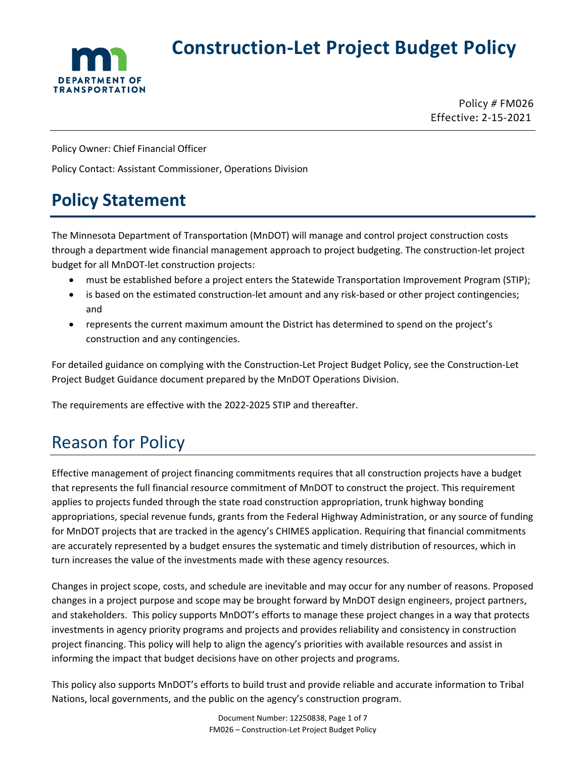# Construction-Let Project Budget Policy

Policy # FM026
Effective: 2-15-2021

Policy Owner: Chief Financial Officer

Policy Contact: Assistant Commissioner, Operations Division

# Policy Statement

The Minnesota Department of Transportation (MnDOT) will manage and control project construction costs through a department wide financial management approach to project budgeting. The construction-let project budget for all MnDOT-let construction projects:

- must be established before a project enters the Statewide Transportation Improvement Program (STIP);
- is based on the estimated construction-let amount and any risk-based or other project contingencies; and
- represents the current maximum amount the District has determined to spend on the project's construction and any contingencies.

For detailed guidance on complying with the Construction-Let Project Budget Policy, see the Construction-Let Project Budget Guidance document prepared by the MnDOT Operations Division.

The requirements are effective with the 2022-2025 STIP and thereafter.

## Reason for Policy

Effective management of project financing commitments requires that all construction projects have a budget that represents the full financial resource commitment of MnDOT to construct the project. This requirement applies to projects funded through the state road construction appropriation, trunk highway bonding appropriations, special revenue funds, grants from the Federal Highway Administration, or any source of funding for MnDOT projects that are tracked in the agency's CHIMES application. Requiring that financial commitments are accurately represented by a budget ensures the systematic and timely distribution of resources, which in turn increases the value of the investments made with these agency resources.

Changes in project scope, costs, and schedule are inevitable and may occur for any number of reasons. Proposed changes in a project purpose and scope may be brought forward by MnDOT design engineers, project partners, and stakeholders. This policy supports MnDOT's efforts to manage these project changes in a way that protects investments in agency priority programs and projects and provides reliability and consistency in construction project financing. This policy will help to align the agency's priorities with available resources and assist in informing the impact that budget decisions have on other projects and programs.

This policy also supports MnDOT's efforts to build trust and provide reliable and accurate information to Tribal Nations, local governments, and the public on the agency's construction program.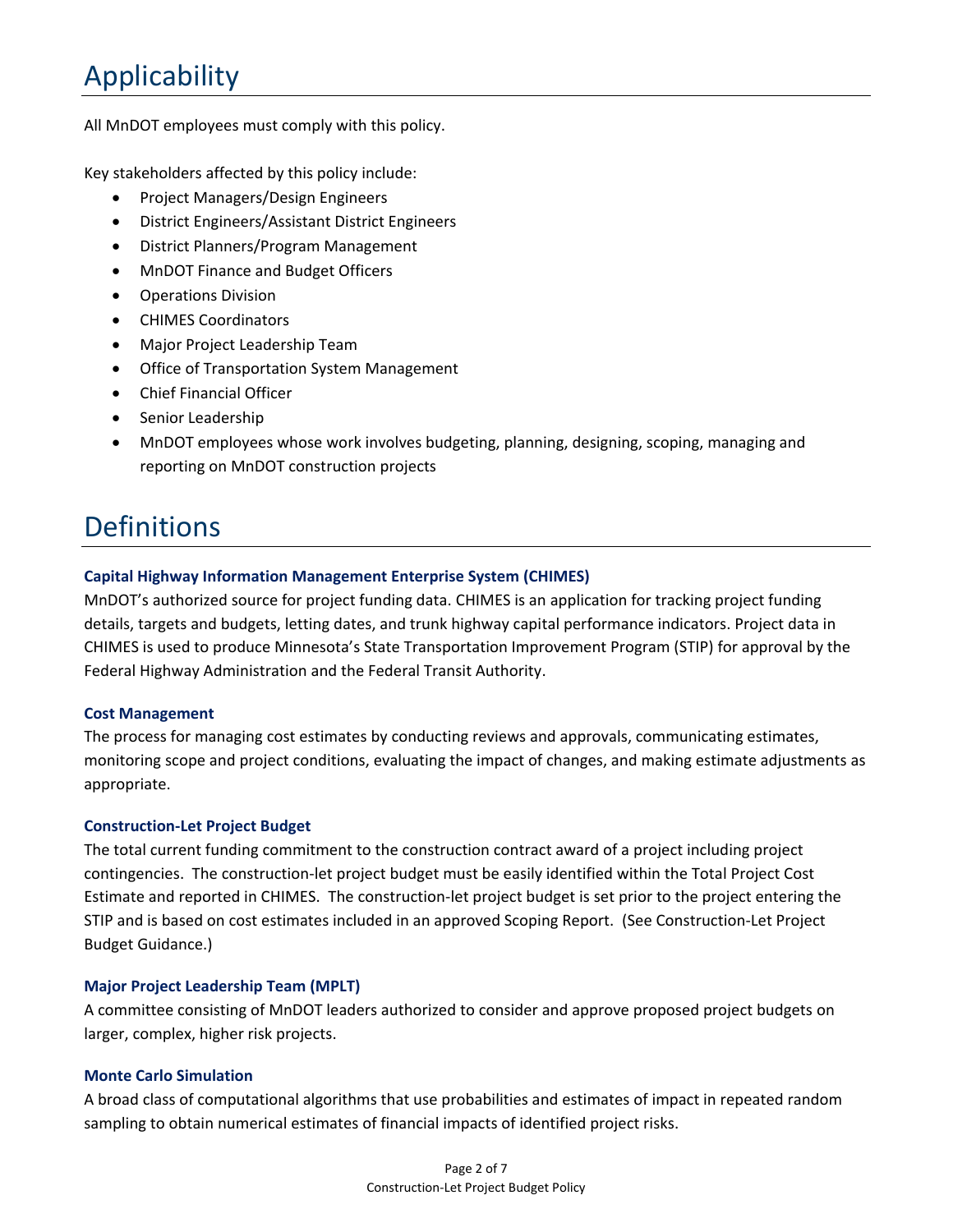# Applicability

All MnDOT employees must comply with this policy.

Key stakeholders affected by this policy include:

- Project Managers/Design Engineers
- District Engineers/Assistant District Engineers
- District Planners/Program Management
- MnDOT Finance and Budget Officers
- Operations Division
- CHIMES Coordinators
- Major Project Leadership Team
- Office of Transportation System Management
- Chief Financial Officer
- Senior Leadership
- MnDOT employees whose work involves budgeting, planning, designing, scoping, managing and reporting on MnDOT construction projects

# Definitions

### Capital Highway Information Management Enterprise System (CHIMES)

MnDOT's authorized source for project funding data. CHIMES is an application for tracking project funding details, targets and budgets, letting dates, and trunk highway capital performance indicators. Project data in CHIMES is used to produce Minnesota's State Transportation Improvement Program (STIP) for approval by the Federal Highway Administration and the Federal Transit Authority.

### Cost Management

The process for managing cost estimates by conducting reviews and approvals, communicating estimates, monitoring scope and project conditions, evaluating the impact of changes, and making estimate adjustments as appropriate.

### Construction-Let Project Budget

The total current funding commitment to the construction contract award of a project including project contingencies. The construction-let project budget must be easily identified within the Total Project Cost Estimate and reported in CHIMES. The construction-let project budget is set prior to the project entering the STIP and is based on cost estimates included in an approved Scoping Report. (See Construction-Let Project Budget Guidance.)

### Major Project Leadership Team (MPLT)

A committee consisting of MnDOT leaders authorized to consider and approve proposed project budgets on larger, complex, higher risk projects.

### Monte Carlo Simulation

A broad class of computational algorithms that use probabilities and estimates of impact in repeated random sampling to obtain numerical estimates of financial impacts of identified project risks.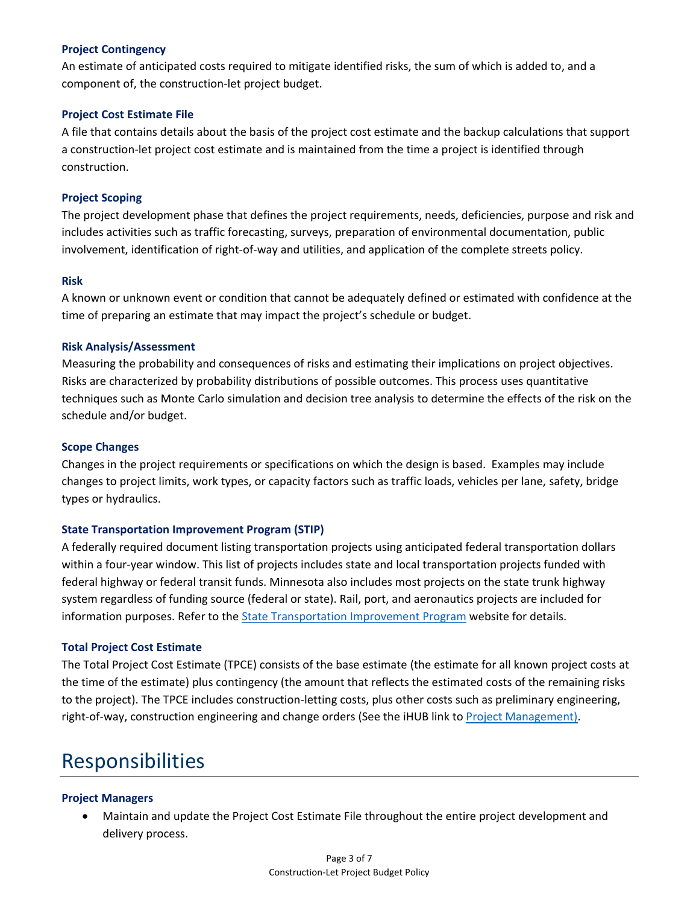### Project Contingency

An estimate of anticipated costs required to mitigate identified risks, the sum of which is added to, and a component of, the construction-let project budget.

### Project Cost Estimate File

A file that contains details about the basis of the project cost estimate and the backup calculations that support a construction-let project cost estimate and is maintained from the time a project is identified through construction.

### Project Scoping

The project development phase that defines the project requirements, needs, deficiencies, purpose and risk and includes activities such as traffic forecasting, surveys, preparation of environmental documentation, public involvement, identification of right-of-way and utilities, and application of the complete streets policy.

### Risk

A known or unknown event or condition that cannot be adequately defined or estimated with confidence at the time of preparing an estimate that may impact the project's schedule or budget.

### Risk Analysis/Assessment

Measuring the probability and consequences of risks and estimating their implications on project objectives. Risks are characterized by probability distributions of possible outcomes. This process uses quantitative techniques such as Monte Carlo simulation and decision tree analysis to determine the effects of the risk on the schedule and/or budget.

### Scope Changes

Changes in the project requirements or specifications on which the design is based. Examples may include changes to project limits, work types, or capacity factors such as traffic loads, vehicles per lane, safety, bridge types or hydraulics.

### State Transportation Improvement Program (STIP)

A federally required document listing transportation projects using anticipated federal transportation dollars within a four-year window. This list of projects includes state and local transportation projects funded with federal highway or federal transit funds. Minnesota also includes most projects on the state trunk highway system regardless of funding source (federal or state). Rail, port, and aeronautics projects are included for information purposes. Refer to the State Transportation Improvement Program website for details.

### Total Project Cost Estimate

The Total Project Cost Estimate (TPCE) consists of the base estimate (the estimate for all known project costs at the time of the estimate) plus contingency (the amount that reflects the estimated costs of the remaining risks to the project). The TPCE includes construction-letting costs, plus other costs such as preliminary engineering, right-of-way, construction engineering and change orders (See the iHUB link to Project Management).

## Responsibilities

### Project Managers

- Maintain and update the Project Cost Estimate File throughout the entire project development and delivery process.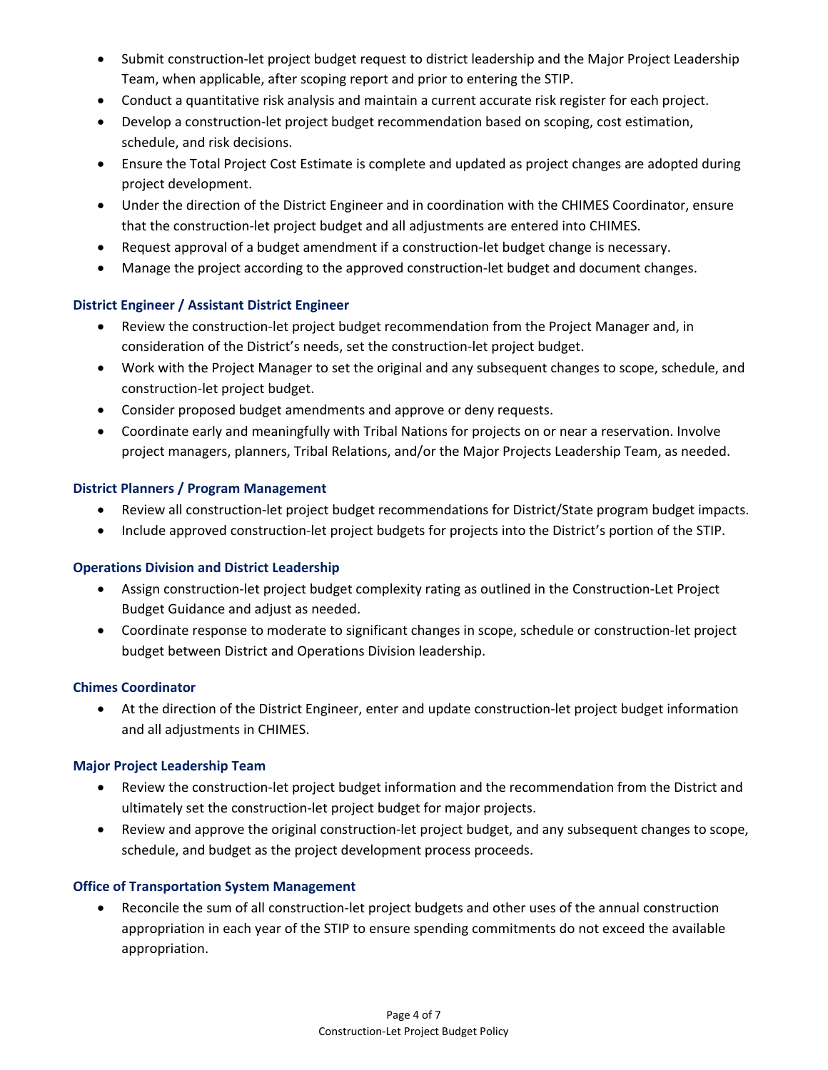- Submit construction-let project budget request to district leadership and the Major Project Leadership Team, when applicable, after scoping report and prior to entering the STIP.
- Conduct a quantitative risk analysis and maintain a current accurate risk register for each project.
- Develop a construction-let project budget recommendation based on scoping, cost estimation, schedule, and risk decisions.
- Ensure the Total Project Cost Estimate is complete and updated as project changes are adopted during project development.
- Under the direction of the District Engineer and in coordination with the CHIMES Coordinator, ensure that the construction-let project budget and all adjustments are entered into CHIMES.
- Request approval of a budget amendment if a construction-let budget change is necessary.
- Manage the project according to the approved construction-let budget and document changes.

### District Engineer / Assistant District Engineer

- Review the construction-let project budget recommendation from the Project Manager and, in consideration of the District's needs, set the construction-let project budget.
- Work with the Project Manager to set the original and any subsequent changes to scope, schedule, and construction-let project budget.
- Consider proposed budget amendments and approve or deny requests.
- Coordinate early and meaningfully with Tribal Nations for projects on or near a reservation. Involve project managers, planners, Tribal Relations, and/or the Major Projects Leadership Team, as needed.

### District Planners / Program Management

- Review all construction-let project budget recommendations for District/State program budget impacts.
- Include approved construction-let project budgets for projects into the District's portion of the STIP.

### Operations Division and District Leadership

- Assign construction-let project budget complexity rating as outlined in the Construction-Let Project Budget Guidance and adjust as needed.
- Coordinate response to moderate to significant changes in scope, schedule or construction-let project budget between District and Operations Division leadership.

### Chimes Coordinator

- At the direction of the District Engineer, enter and update construction-let project budget information and all adjustments in CHIMES.

### Major Project Leadership Team

- Review the construction-let project budget information and the recommendation from the District and ultimately set the construction-let project budget for major projects.
- Review and approve the original construction-let project budget, and any subsequent changes to scope, schedule, and budget as the project development process proceeds.

### Office of Transportation System Management

- Reconcile the sum of all construction-let project budgets and other uses of the annual construction appropriation in each year of the STIP to ensure spending commitments do not exceed the available appropriation.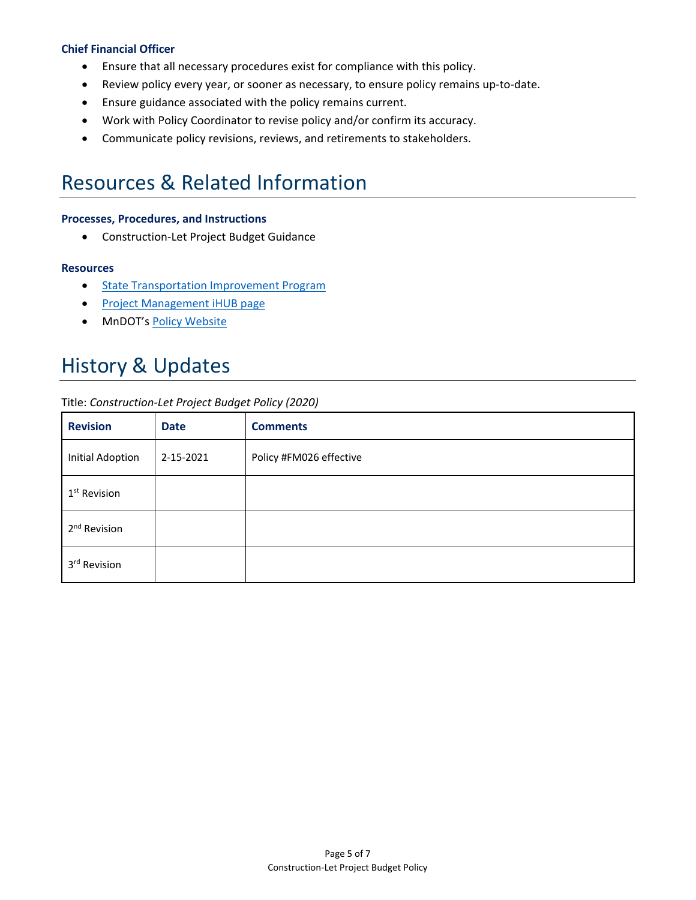### Chief Financial Officer

- Ensure that all necessary procedures exist for compliance with this policy.
- Review policy every year, or sooner as necessary, to ensure policy remains up-to-date.
- Ensure guidance associated with the policy remains current.
- Work with Policy Coordinator to revise policy and/or confirm its accuracy.
- Communicate policy revisions, reviews, and retirements to stakeholders.

# Resources & Related Information

### Processes, Procedures, and Instructions

- Construction-Let Project Budget Guidance

### Resources

- State Transportation Improvement Program
- Project Management iHUB page
- MnDOT's Policy Website

# History & Updates

Title: *Construction-Let Project Budget Policy (2020)*

| Revision | Date | Comments |
|---|---|---|
| Initial Adoption | 2-15-2021 | Policy #FM026 effective |
| 1st Revision | | |
| 2nd Revision | | |
| 3rd Revision | | |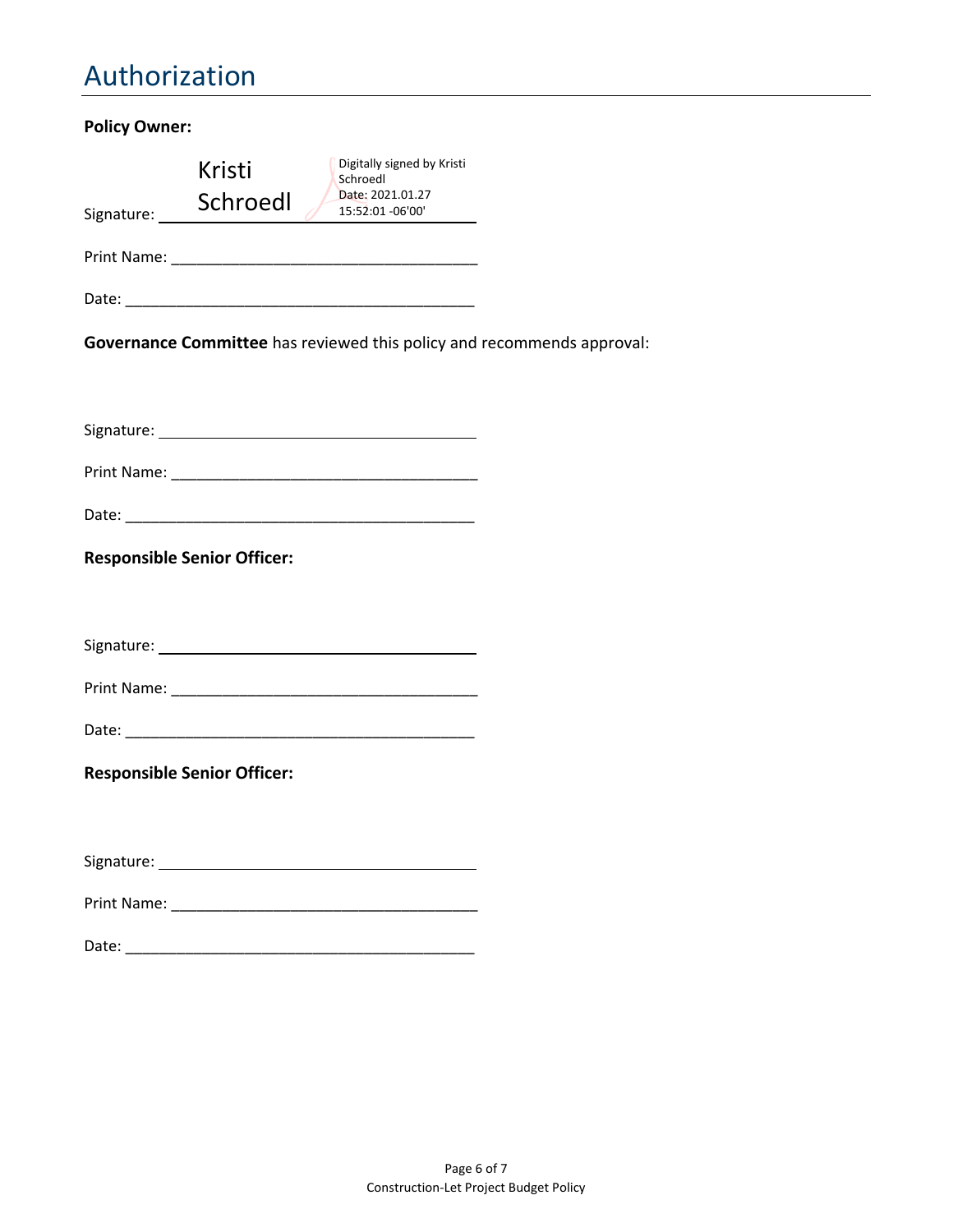# Authorization

**Policy Owner:**

Signature: Kristi Schroedl — Digitally signed by Kristi Schroedl Date: 2021.01.27 15:52:01 -06'00'

Print Name: ___________________________________

Date: _________________________________________

**Governance Committee** has reviewed this policy and recommends approval:

Signature: ____________________________________

Print Name: ___________________________________

Date: _________________________________________

**Responsible Senior Officer:**

Signature: ____________________________________

Print Name: ___________________________________

Date: _________________________________________

**Responsible Senior Officer:**

Signature: ____________________________________

Print Name: ___________________________________

Date: _________________________________________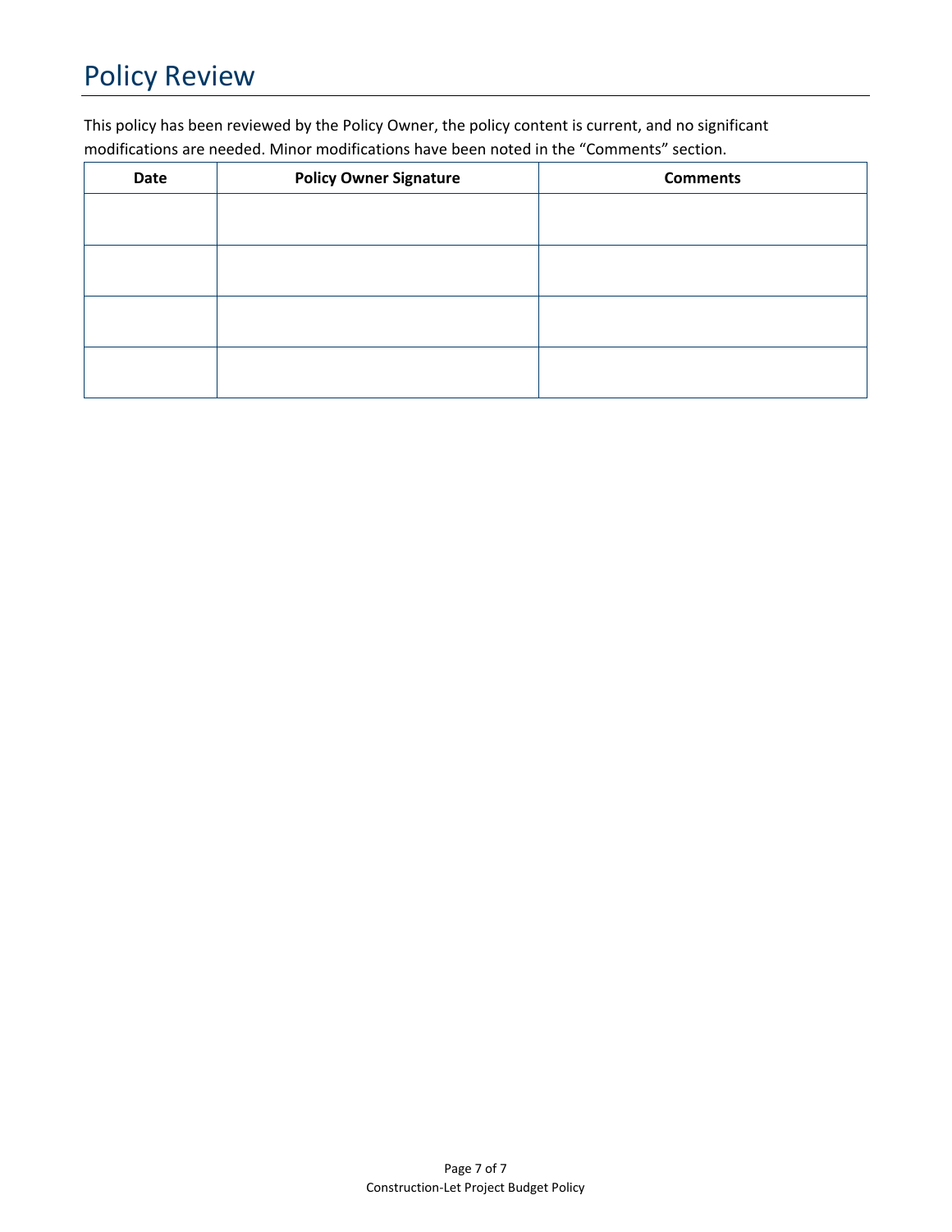# Policy Review

This policy has been reviewed by the Policy Owner, the policy content is current, and no significant modifications are needed. Minor modifications have been noted in the "Comments" section.

| Date | Policy Owner Signature | Comments |
|---|---|---|
| | | |
| | | |
| | | |
| | | |